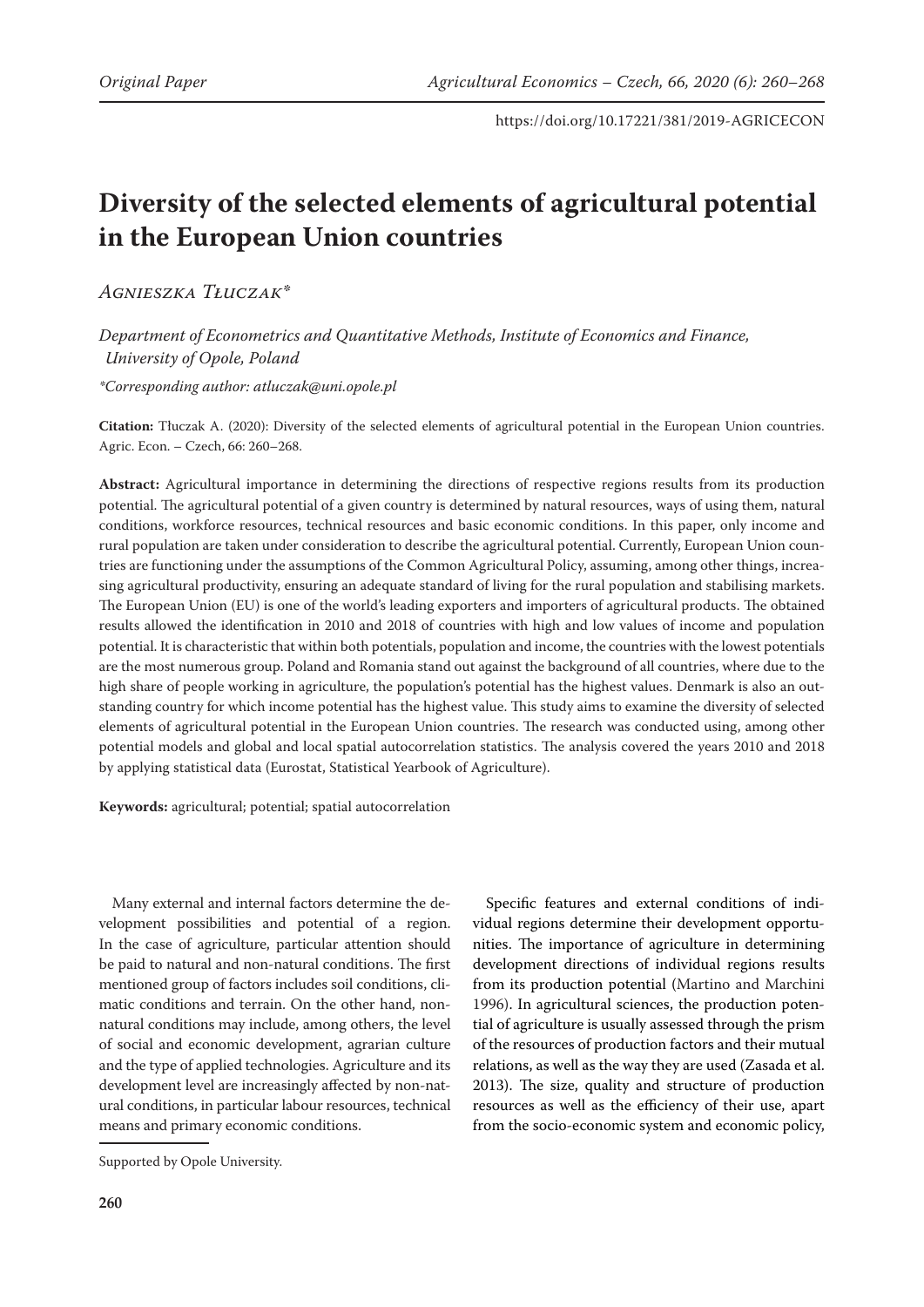Original Paper

https://doi.org/10.17221/381/2019-AGRICECON

# Diversity of the selected elements of agricultural potential in the European Union countries

*Agnieszka Tłuczak\**

*Department of Econometrics and Quantitative Methods, Institute of Economics and Finance, University of Opole, Poland*

*\*Corresponding author: atluczak@uni.opole.pl*

**Citation:** Tłuczak A. (2020): Diversity of the selected elements of agricultural potential in the European Union countries. Agric. Econ. – Czech, 66: 260–268.

**Abstract:** Agricultural importance in determining the directions of respective regions results from its production potential. The agricultural potential of a given country is determined by natural resources, ways of using them, natural conditions, workforce resources, technical resources and basic economic conditions. In this paper, only income and rural population are taken under consideration to describe the agricultural potential. Currently, European Union countries are functioning under the assumptions of the Common Agricultural Policy, assuming, among other things, increasing agricultural productivity, ensuring an adequate standard of living for the rural population and stabilising markets. The European Union (EU) is one of the world's leading exporters and importers of agricultural products. The obtained results allowed the identification in 2010 and 2018 of countries with high and low values of income and population potential. It is characteristic that within both potentials, population and income, the countries with the lowest potentials are the most numerous group. Poland and Romania stand out against the background of all countries, where due to the high share of people working in agriculture, the population's potential has the highest values. Denmark is also an outstanding country for which income potential has the highest value. This study aims to examine the diversity of selected elements of agricultural potential in the European Union countries. The research was conducted using, among other potential models and global and local spatial autocorrelation statistics. The analysis covered the years 2010 and 2018 by applying statistical data (Eurostat, Statistical Yearbook of Agriculture).

**Keywords:** agricultural; potential; spatial autocorrelation

Many external and internal factors determine the development possibilities and potential of a region. In the case of agriculture, particular attention should be paid to natural and non-natural conditions. The first mentioned group of factors includes soil conditions, climatic conditions and terrain. On the other hand, non-natural conditions may include, among others, the level of social and economic development, agrarian culture and the type of applied technologies. Agriculture and its development level are increasingly affected by non-natural conditions, in particular labour resources, technical means and primary economic conditions.

Specific features and external conditions of individual regions determine their development opportunities. The importance of agriculture in determining development directions of individual regions results from its production potential (Martino and Marchini 1996). In agricultural sciences, the production potential of agriculture is usually assessed through the prism of the resources of production factors and their mutual relations, as well as the way they are used (Zasada et al. 2013). The size, quality and structure of production resources as well as the efficiency of their use, apart from the socio-economic system and economic policy,

Supported by Opole University.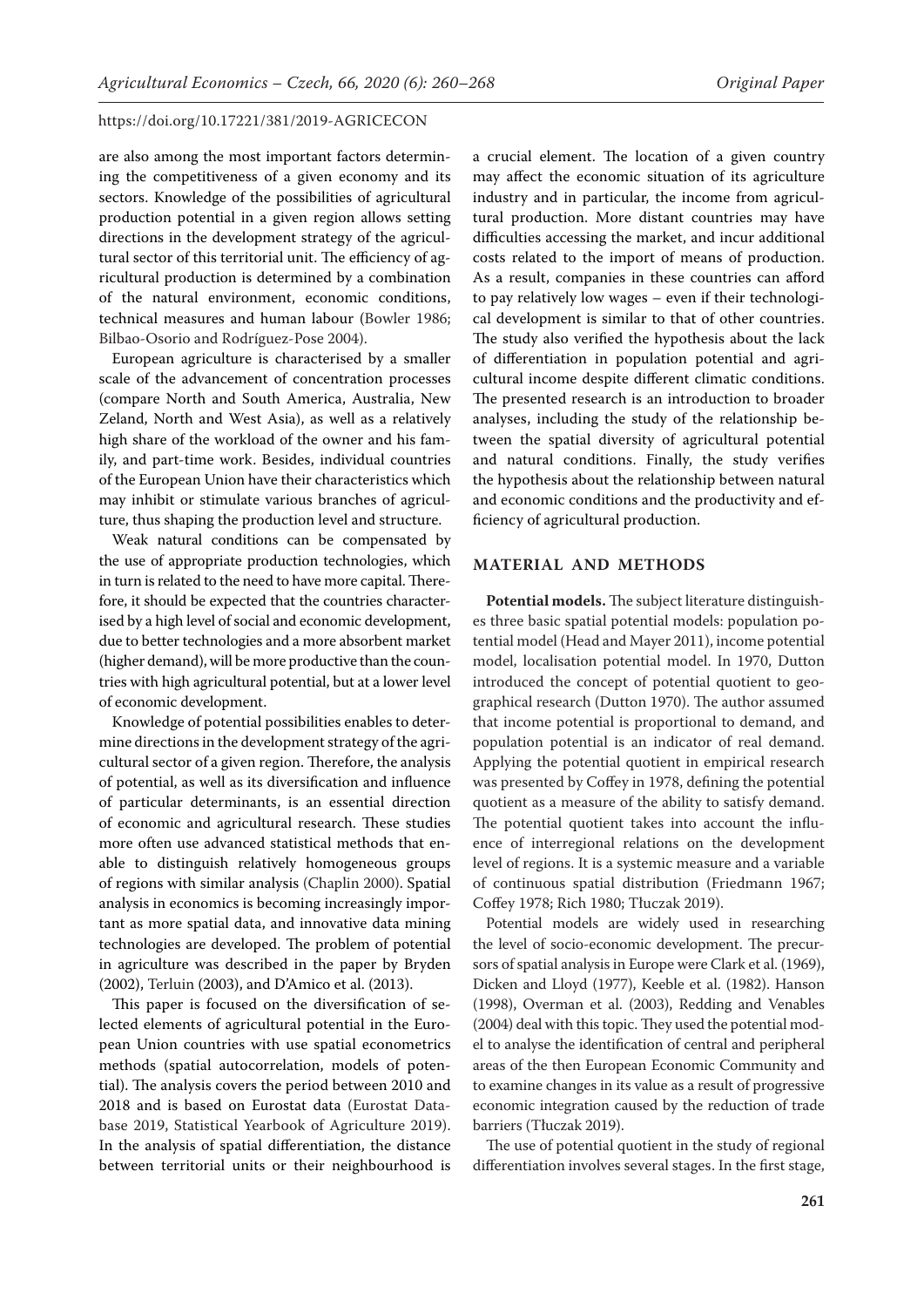are also among the most important factors determining the competitiveness of a given economy and its sectors. Knowledge of the possibilities of agricultural production potential in a given region allows setting directions in the development strategy of the agricultural sector of this territorial unit. The efficiency of agricultural production is determined by a combination of the natural environment, economic conditions, technical measures and human labour (Bowler 1986; Bilbao-Osorio and Rodríguez-Pose 2004).

European agriculture is characterised by a smaller scale of the advancement of concentration processes (compare North and South America, Australia, New Zeland, North and West Asia), as well as a relatively high share of the workload of the owner and his family, and part-time work. Besides, individual countries of the European Union have their characteristics which may inhibit or stimulate various branches of agriculture, thus shaping the production level and structure.

Weak natural conditions can be compensated by the use of appropriate production technologies, which in turn is related to the need to have more capital. Therefore, it should be expected that the countries characterised by a high level of social and economic development, due to better technologies and a more absorbent market (higher demand), will be more productive than the countries with high agricultural potential, but at a lower level of economic development.

Knowledge of potential possibilities enables to determine directions in the development strategy of the agricultural sector of a given region. Therefore, the analysis of potential, as well as its diversification and influence of particular determinants, is an essential direction of economic and agricultural research. These studies more often use advanced statistical methods that enable to distinguish relatively homogeneous groups of regions with similar analysis (Chaplin 2000). Spatial analysis in economics is becoming increasingly important as more spatial data, and innovative data mining technologies are developed. The problem of potential in agriculture was described in the paper by Bryden (2002), Terluin (2003), and D'Amico et al. (2013).

This paper is focused on the diversification of selected elements of agricultural potential in the European Union countries with use spatial econometrics methods (spatial autocorrelation, models of potential). The analysis covers the period between 2010 and 2018 and is based on Eurostat data (Eurostat Database 2019, Statistical Yearbook of Agriculture 2019). In the analysis of spatial differentiation, the distance between territorial units or their neighbourhood is a crucial element. The location of a given country may affect the economic situation of its agriculture industry and in particular, the income from agricultural production. More distant countries may have difficulties accessing the market, and incur additional costs related to the import of means of production. As a result, companies in these countries can afford to pay relatively low wages – even if their technological development is similar to that of other countries. The study also verified the hypothesis about the lack of differentiation in population potential and agricultural income despite different climatic conditions. The presented research is an introduction to broader analyses, including the study of the relationship between the spatial diversity of agricultural potential and natural conditions. Finally, the study verifies the hypothesis about the relationship between natural and economic conditions and the productivity and efficiency of agricultural production.

## MATERIAL AND METHODS

**Potential models.** The subject literature distinguishes three basic spatial potential models: population potential model (Head and Mayer 2011), income potential model, localisation potential model. In 1970, Dutton introduced the concept of potential quotient to geographical research (Dutton 1970). The author assumed that income potential is proportional to demand, and population potential is an indicator of real demand. Applying the potential quotient in empirical research was presented by Coffey in 1978, defining the potential quotient as a measure of the ability to satisfy demand. The potential quotient takes into account the influence of interregional relations on the development level of regions. It is a systemic measure and a variable of continuous spatial distribution (Friedmann 1967; Coffey 1978; Rich 1980; Tłuczak 2019).

Potential models are widely used in researching the level of socio-economic development. The precursors of spatial analysis in Europe were Clark et al. (1969), Dicken and Lloyd (1977), Keeble et al. (1982). Hanson (1998), Overman et al. (2003), Redding and Venables (2004) deal with this topic. They used the potential model to analyse the identification of central and peripheral areas of the then European Economic Community and to examine changes in its value as a result of progressive economic integration caused by the reduction of trade barriers (Tłuczak 2019).

The use of potential quotient in the study of regional differentiation involves several stages. In the first stage,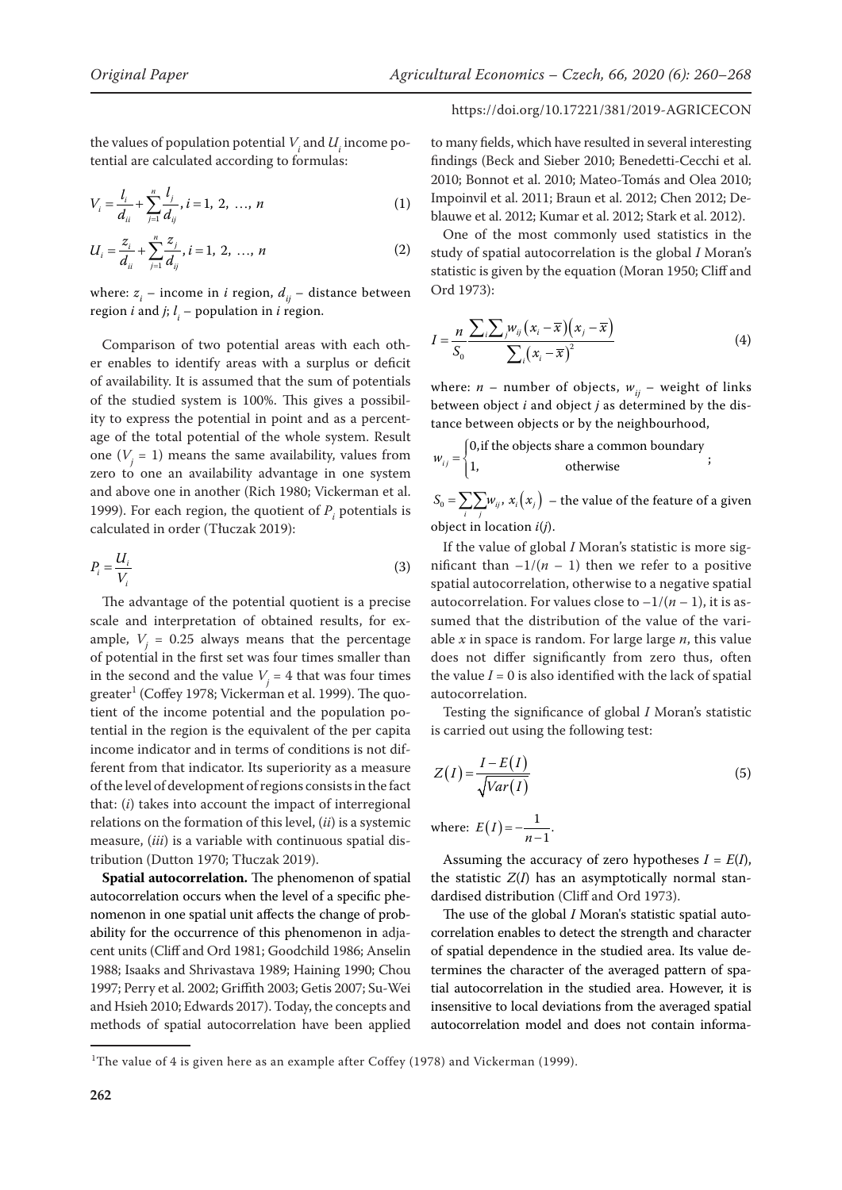the values of population potential $V_i$ and $U_i$ income potential are calculated according to formulas:

$$V_i = \frac{l_i}{d_{ii}} + \sum_{j=1}^{n} \frac{l_j}{d_{ij}}, i = 1, 2, \ldots, n \tag{1}$$

$$U_i = \frac{z_i}{d_{ii}} + \sum_{j=1}^{n} \frac{z_j}{d_{ij}}, i = 1, 2, \ldots, n \tag{2}$$

where: $z_i$ – income in $i$ region, $d_{ij}$ – distance between region $i$ and $j$; $l_i$ – population in $i$ region.

Comparison of two potential areas with each other enables to identify areas with a surplus or deficit of availability. It is assumed that the sum of potentials of the studied system is 100%. This gives a possibility to express the potential in point and as a percentage of the total potential of the whole system. Result one ($V_j = 1$) means the same availability, values from zero to one an availability advantage in one system and above one in another (Rich 1980; Vickerman et al. 1999). For each region, the quotient of $P_i$ potentials is calculated in order (Tłuczak 2019):

$$P_i = \frac{U_i}{V_i} \tag{3}$$

The advantage of the potential quotient is a precise scale and interpretation of obtained results, for example, $V_j = 0.25$ always means that the percentage of potential in the first set was four times smaller than in the second and the value $V_j = 4$ that was four times greater[1] (Coffey 1978; Vickerman et al. 1999). The quotient of the income potential and the population potential in the region is the equivalent of the per capita income indicator and in terms of conditions is not different from that indicator. Its superiority as a measure of the level of development of regions consists in the fact that: (*i*) takes into account the impact of interregional relations on the formation of this level, (*ii*) is a systemic measure, (*iii*) is a variable with continuous spatial distribution (Dutton 1970; Tłuczak 2019).

**Spatial autocorrelation.** The phenomenon of spatial autocorrelation occurs when the level of a specific phenomenon in one spatial unit affects the change of probability for the occurrence of this phenomenon in adjacent units (Cliff and Ord 1981; Goodchild 1986; Anselin 1988; Isaaks and Shrivastava 1989; Haining 1990; Chou 1997; Perry et al. 2002; Griffith 2003; Getis 2007; Su-Wei and Hsieh 2010; Edwards 2017). Today, the concepts and methods of spatial autocorrelation have been applied to many fields, which have resulted in several interesting findings (Beck and Sieber 2010; Benedetti-Cecchi et al. 2010; Bonnot et al. 2010; Mateo-Tomás and Olea 2010; Impoinvil et al. 2011; Braun et al. 2012; Chen 2012; Deblauwe et al. 2012; Kumar et al. 2012; Stark et al. 2012).

One of the most commonly used statistics in the study of spatial autocorrelation is the global *I* Moran's statistic is given by the equation (Moran 1950; Cliff and Ord 1973):

$$I = \frac{n}{S_0} \frac{\sum_i \sum_j w_{ij} \left(x_i - \overline{x}\right)\left(x_j - \overline{x}\right)}{\sum_i \left(x_i - \overline{x}\right)^2} \tag{4}$$

where: $n$ – number of objects, $w_{ij}$ – weight of links between object $i$ and object $j$ as determined by the distance between objects or by the neighbourhood,

$$w_{ij} = \begin{cases} 0, \text{if the objects share a common boundary} \\ 1, \qquad \text{otherwise} \end{cases};$$

$S_0 = \sum_i \sum_j w_{ij}$, $x_i\left(x_j\right)$ – the value of the feature of a given object in location $i$($j$).

If the value of global *I* Moran's statistic is more significant than $-1/(n - 1)$ then we refer to a positive spatial autocorrelation, otherwise to a negative spatial autocorrelation. For values close to $-1/(n - 1)$, it is assumed that the distribution of the value of the variable $x$ in space is random. For large large $n$, this value does not differ significantly from zero thus, often the value $I = 0$ is also identified with the lack of spatial autocorrelation.

Testing the significance of global *I* Moran's statistic is carried out using the following test:

$$Z(I) = \frac{I - E(I)}{\sqrt{Var(I)}} \tag{5}$$

where: $E(I) = -\dfrac{1}{n-1}$.

Assuming the accuracy of zero hypotheses $I = E(I)$, the statistic $Z(I)$ has an asymptotically normal standardised distribution (Cliff and Ord 1973).

The use of the global *I* Moran's statistic spatial autocorrelation enables to detect the strength and character of spatial dependence in the studied area. Its value determines the character of the averaged pattern of spatial autocorrelation in the studied area. However, it is insensitive to local deviations from the averaged spatial autocorrelation model and does not contain informa-

[1]The value of 4 is given here as an example after Coffey (1978) and Vickerman (1999).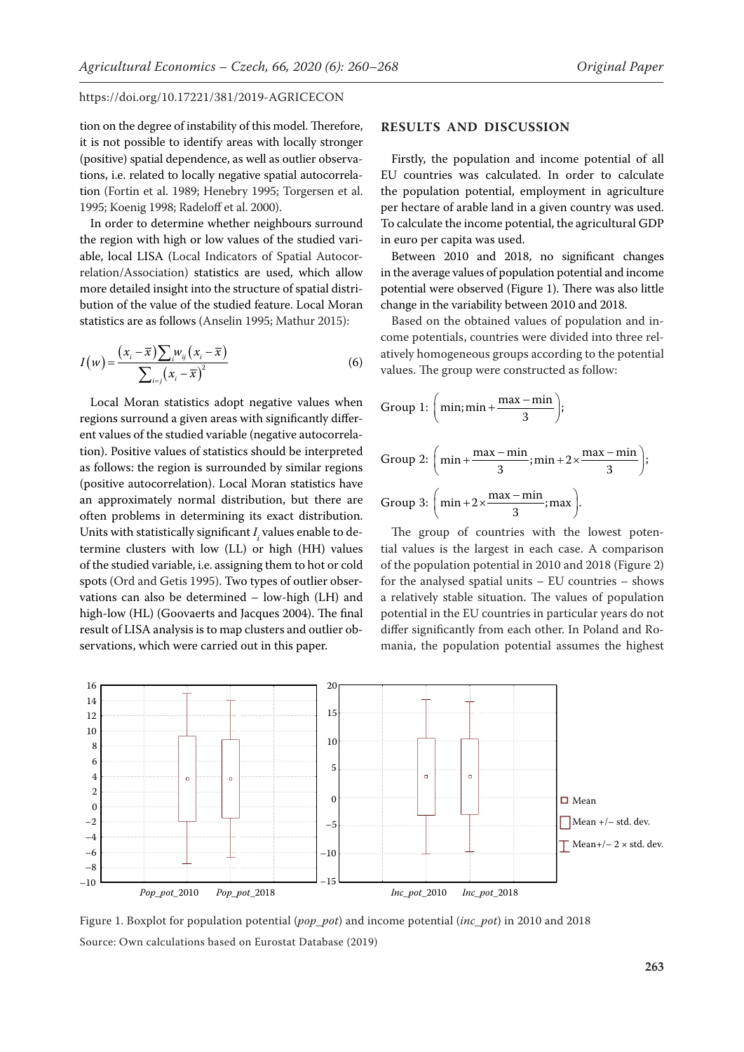tion on the degree of instability of this model. Therefore, it is not possible to identify areas with locally stronger (positive) spatial dependence, as well as outlier observations, i.e. related to locally negative spatial autocorrelation (Fortin et al. 1989; Henebry 1995; Torgersen et al. 1995; Koenig 1998; Radeloff et al. 2000).

In order to determine whether neighbours surround the region with high or low values of the studied variable, local LISA (Local Indicators of Spatial Autocorrelation/Association) statistics are used, which allow more detailed insight into the structure of spatial distribution of the value of the studied feature. Local Moran statistics are as follows (Anselin 1995; Mathur 2015):

$$I(w) = \frac{(x_i - \bar{x})\sum_j w_{ij}(x_i - \bar{x})}{\sum_{i=j}(x_i - \bar{x})^2} \tag{6}$$

Local Moran statistics adopt negative values when regions surround a given areas with significantly different values of the studied variable (negative autocorrelation). Positive values of statistics should be interpreted as follows: the region is surrounded by similar regions (positive autocorrelation). Local Moran statistics have an approximately normal distribution, but there are often problems in determining its exact distribution. Units with statistically significant $I_i$ values enable to determine clusters with low (LL) or high (HH) values of the studied variable, i.e. assigning them to hot or cold spots (Ord and Getis 1995). Two types of outlier observations can also be determined – low-high (LH) and high-low (HL) (Goovaerts and Jacques 2004). The final result of LISA analysis is to map clusters and outlier observations, which were carried out in this paper.

## RESULTS AND DISCUSSION

Firstly, the population and income potential of all EU countries was calculated. In order to calculate the population potential, employment in agriculture per hectare of arable land in a given country was used. To calculate the income potential, the agricultural GDP in euro per capita was used.

Between 2010 and 2018, no significant changes in the average values of population potential and income potential were observed (Figure 1). There was also little change in the variability between 2010 and 2018.

Based on the obtained values of population and income potentials, countries were divided into three relatively homogeneous groups according to the potential values. The group were constructed as follow:

$$\text{Group 1: } \left\langle \min; \min + \frac{\max - \min}{3} \right);$$

$$\text{Group 2: } \left\langle \min + \frac{\max - \min}{3}; \min + 2 \times \frac{\max - \min}{3} \right);$$

$$\text{Group 3: } \left\langle \min + 2 \times \frac{\max - \min}{3}; \max \right\rangle.$$

The group of countries with the lowest potential values is the largest in each case. A comparison of the population potential in 2010 and 2018 (Figure 2) for the analysed spatial units – EU countries – shows a relatively stable situation. The values of population potential in the EU countries in particular years do not differ significantly from each other. In Poland and Romania, the population potential assumes the highest

Figure 1. Boxplot for population potential (*pop_pot*) and income potential (*inc_pot*) in 2010 and 2018

Source: Own calculations based on Eurostat Database (2019)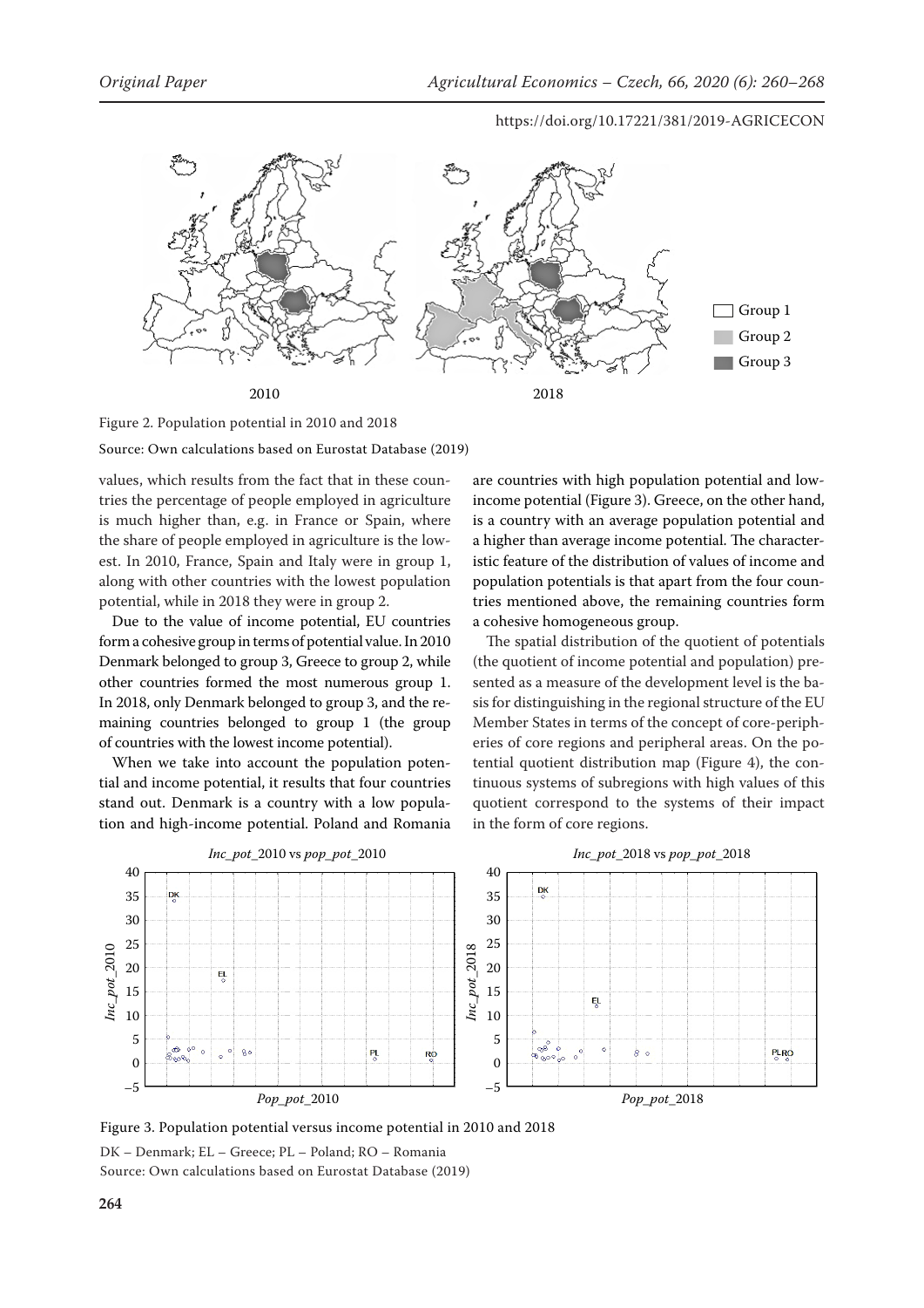Figure 2. Population potential in 2010 and 2018

Source: Own calculations based on Eurostat Database (2019)

values, which results from the fact that in these countries the percentage of people employed in agriculture is much higher than, e.g. in France or Spain, where the share of people employed in agriculture is the lowest. In 2010, France, Spain and Italy were in group 1, along with other countries with the lowest population potential, while in 2018 they were in group 2.

Due to the value of income potential, EU countries form a cohesive group in terms of potential value. In 2010 Denmark belonged to group 3, Greece to group 2, while other countries formed the most numerous group 1. In 2018, only Denmark belonged to group 3, and the remaining countries belonged to group 1 (the group of countries with the lowest income potential).

When we take into account the population potential and income potential, it results that four countries stand out. Denmark is a country with a low population and high-income potential. Poland and Romania are countries with high population potential and low-income potential (Figure 3). Greece, on the other hand, is a country with an average population potential and a higher than average income potential. The characteristic feature of the distribution of values of income and population potentials is that apart from the four countries mentioned above, the remaining countries form a cohesive homogeneous group.

The spatial distribution of the quotient of potentials (the quotient of income potential and population) presented as a measure of the development level is the basis for distinguishing in the regional structure of the EU Member States in terms of the concept of core-peripheries of core regions and peripheral areas. On the potential quotient distribution map (Figure 4), the continuous systems of subregions with high values of this quotient correspond to the systems of their impact in the form of core regions.

Figure 3. Population potential versus income potential in 2010 and 2018

DK – Denmark; EL – Greece; PL – Poland; RO – Romania

Source: Own calculations based on Eurostat Database (2019)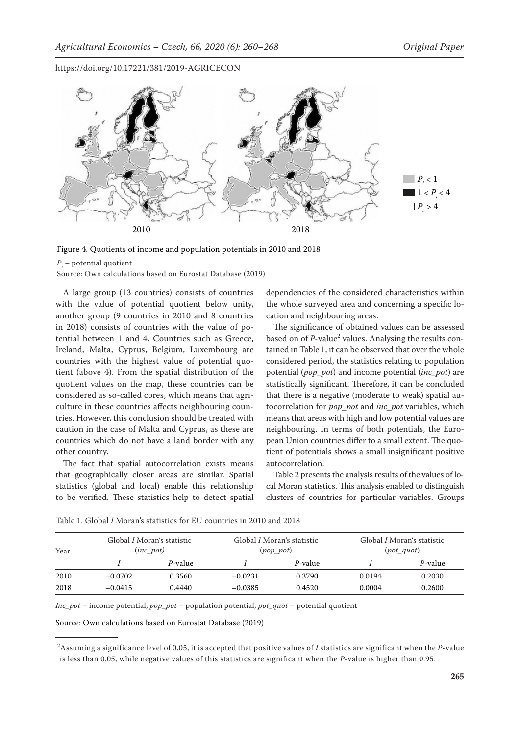Figure 4. Quotients of income and population potentials in 2010 and 2018

$P_i$ – potential quotient

Source: Own calculations based on Eurostat Database (2019)

A large group (13 countries) consists of countries with the value of potential quotient below unity, another group (9 countries in 2010 and 8 countries in 2018) consists of countries with the value of potential between 1 and 4. Countries such as Greece, Ireland, Malta, Cyprus, Belgium, Luxembourg are countries with the highest value of potential quotient (above 4). From the spatial distribution of the quotient values on the map, these countries can be considered as so-called cores, which means that agriculture in these countries affects neighbouring countries. However, this conclusion should be treated with caution in the case of Malta and Cyprus, as these are countries which do not have a land border with any other country.

The fact that spatial autocorrelation exists means that geographically closer areas are similar. Spatial statistics (global and local) enable this relationship to be verified. These statistics help to detect spatial dependencies of the considered characteristics within the whole surveyed area and concerning a specific location and neighbouring areas.

The significance of obtained values can be assessed based on of $P$-value[2] values. Analysing the results contained in Table 1, it can be observed that over the whole considered period, the statistics relating to population potential (*pop_pot*) and income potential (*inc_pot*) are statistically significant. Therefore, it can be concluded that there is a negative (moderate to weak) spatial autocorrelation for *pop_pot* and *inc_pot* variables, which means that areas with high and low potential values are neighbouring. In terms of both potentials, the European Union countries differ to a small extent. The quotient of potentials shows a small insignificant positive autocorrelation.

Table 2 presents the analysis results of the values of local Moran statistics. This analysis enabled to distinguish clusters of countries for particular variables. Groups

Table 1. Global $I$ Moran's statistics for EU countries in 2010 and 2018

| Year | Global $I$ Moran's statistic (*inc_pot*) | | Global $I$ Moran's statistic (*pop_pot*) | | Global $I$ Moran's statistic (*pot_quot*) | |
|---|---|---|---|---|---|---|
| | $I$ | $P$-value | $I$ | $P$-value | $I$ | $P$-value |
| 2010 | −0.0702 | 0.3560 | −0.0231 | 0.3790 | 0.0194 | 0.2030 |
| 2018 | −0.0415 | 0.4440 | −0.0385 | 0.4520 | 0.0004 | 0.2600 |

*Inc_pot* – income potential; *pop_pot* – population potential; *pot_quot* – potential quotient

Source: Own calculations based on Eurostat Database (2019)

[2]Assuming a significance level of 0.05, it is accepted that positive values of $I$ statistics are significant when the $P$-value is less than 0.05, while negative values of this statistics are significant when the $P$-value is higher than 0.95.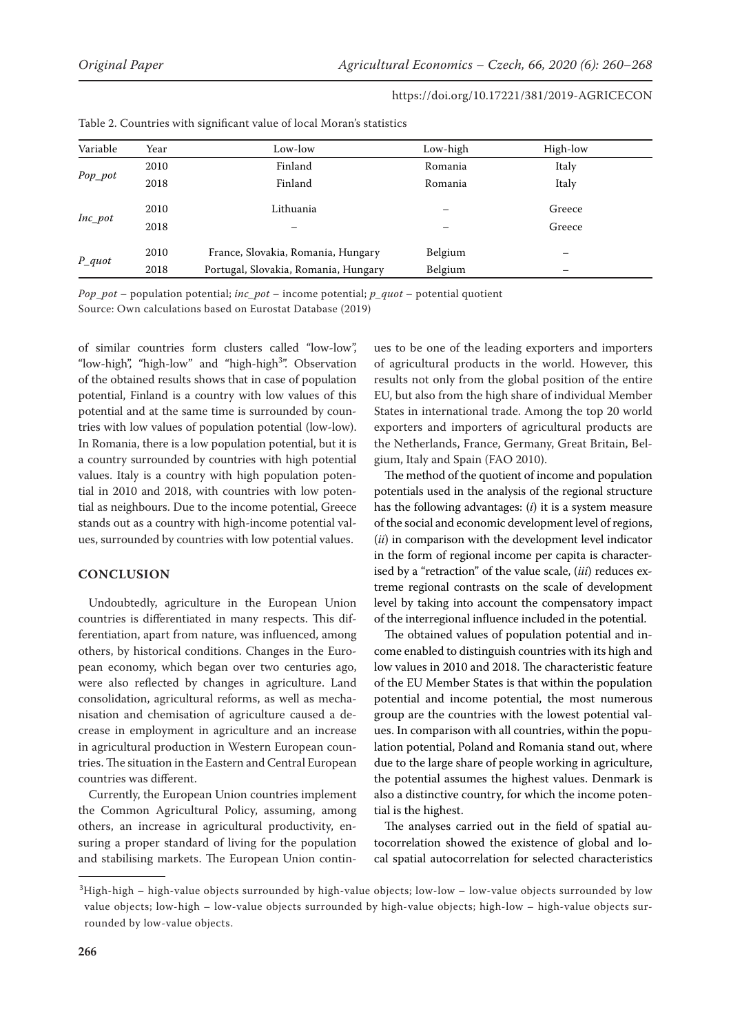Table 2. Countries with significant value of local Moran's statistics

| Variable | Year | Low-low | Low-high | High-low |
|---|---|---|---|---|
| *Pop_pot* | 2010 | Finland | Romania | Italy |
| | 2018 | Finland | Romania | Italy |
| *Inc_pot* | 2010 | Lithuania | – | Greece |
| | 2018 | – | – | Greece |
| *P_quot* | 2010 | France, Slovakia, Romania, Hungary | Belgium | – |
| | 2018 | Portugal, Slovakia, Romania, Hungary | Belgium | – |

*Pop_pot* – population potential; *inc_pot* – income potential; *p_quot* – potential quotient
Source: Own calculations based on Eurostat Database (2019)

of similar countries form clusters called "low-low", "low-high", "high-low" and "high-high[3]". Observation of the obtained results shows that in case of population potential, Finland is a country with low values of this potential and at the same time is surrounded by countries with low values of population potential (low-low). In Romania, there is a low population potential, but it is a country surrounded by countries with high potential values. Italy is a country with high population potential in 2010 and 2018, with countries with low potential as neighbours. Due to the income potential, Greece stands out as a country with high-income potential values, surrounded by countries with low potential values.

## CONCLUSION

Undoubtedly, agriculture in the European Union countries is differentiated in many respects. This differentiation, apart from nature, was influenced, among others, by historical conditions. Changes in the European economy, which began over two centuries ago, were also reflected by changes in agriculture. Land consolidation, agricultural reforms, as well as mechanisation and chemisation of agriculture caused a decrease in employment in agriculture and an increase in agricultural production in Western European countries. The situation in the Eastern and Central European countries was different.

Currently, the European Union countries implement the Common Agricultural Policy, assuming, among others, an increase in agricultural productivity, ensuring a proper standard of living for the population and stabilising markets. The European Union continues to be one of the leading exporters and importers of agricultural products in the world. However, this results not only from the global position of the entire EU, but also from the high share of individual Member States in international trade. Among the top 20 world exporters and importers of agricultural products are the Netherlands, France, Germany, Great Britain, Belgium, Italy and Spain (FAO 2010).

The method of the quotient of income and population potentials used in the analysis of the regional structure has the following advantages: (*i*) it is a system measure of the social and economic development level of regions, (*ii*) in comparison with the development level indicator in the form of regional income per capita is characterised by a "retraction" of the value scale, (*iii*) reduces extreme regional contrasts on the scale of development level by taking into account the compensatory impact of the interregional influence included in the potential.

The obtained values of population potential and income enabled to distinguish countries with its high and low values in 2010 and 2018. The characteristic feature of the EU Member States is that within the population potential and income potential, the most numerous group are the countries with the lowest potential values. In comparison with all countries, within the population potential, Poland and Romania stand out, where due to the large share of people working in agriculture, the potential assumes the highest values. Denmark is also a distinctive country, for which the income potential is the highest.

The analyses carried out in the field of spatial autocorrelation showed the existence of global and local spatial autocorrelation for selected characteristics

[3]High-high – high-value objects surrounded by high-value objects; low-low – low-value objects surrounded by low value objects; low-high – low-value objects surrounded by high-value objects; high-low – high-value objects surrounded by low-value objects.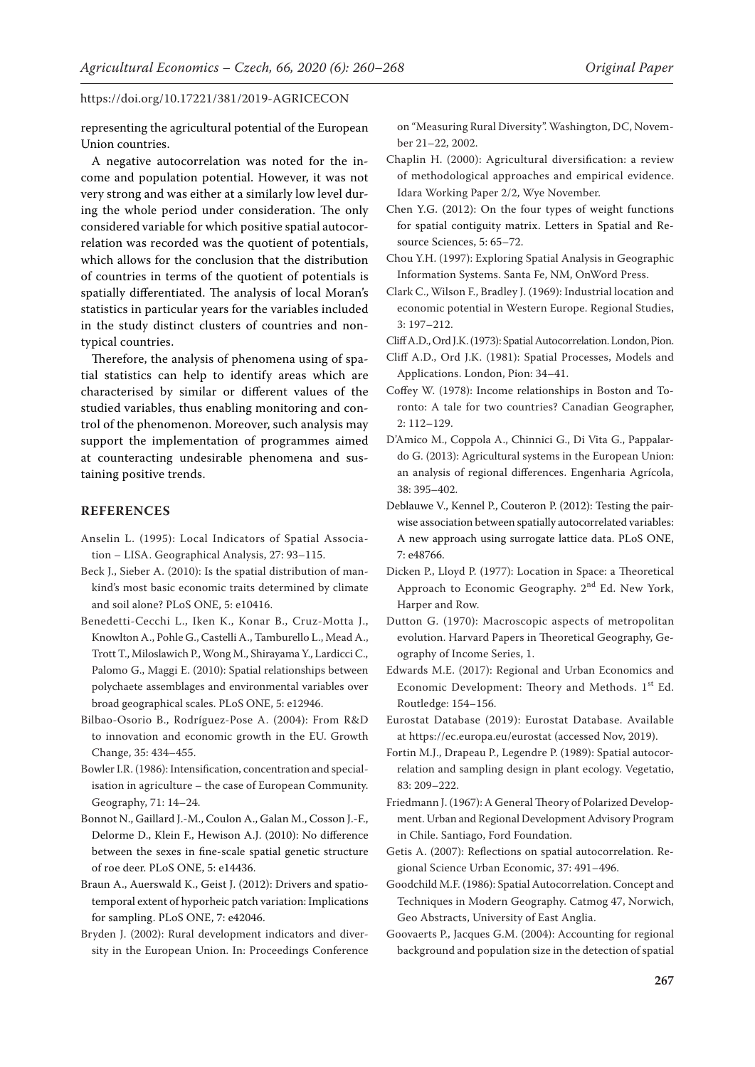representing the agricultural potential of the European Union countries.

A negative autocorrelation was noted for the income and population potential. However, it was not very strong and was either at a similarly low level during the whole period under consideration. The only considered variable for which positive spatial autocorrelation was recorded was the quotient of potentials, which allows for the conclusion that the distribution of countries in terms of the quotient of potentials is spatially differentiated. The analysis of local Moran's statistics in particular years for the variables included in the study distinct clusters of countries and non-typical countries.

Therefore, the analysis of phenomena using of spatial statistics can help to identify areas which are characterised by similar or different values of the studied variables, thus enabling monitoring and control of the phenomenon. Moreover, such analysis may support the implementation of programmes aimed at counteracting undesirable phenomena and sustaining positive trends.

## REFERENCES

Anselin L. (1995): Local Indicators of Spatial Association – LISA. Geographical Analysis, 27: 93–115.

Beck J., Sieber A. (2010): Is the spatial distribution of mankind's most basic economic traits determined by climate and soil alone? PLoS ONE, 5: e10416.

Benedetti-Cecchi L., Iken K., Konar B., Cruz-Motta J., Knowlton A., Pohle G., Castelli A., Tamburello L., Mead A., Trott T., Miloslawich P., Wong M., Shirayama Y., Lardicci C., Palomo G., Maggi E. (2010): Spatial relationships between polychaete assemblages and environmental variables over broad geographical scales. PLoS ONE, 5: e12946.

Bilbao-Osorio B., Rodríguez-Pose A. (2004): From R&D to innovation and economic growth in the EU. Growth Change, 35: 434–455.

Bowler I.R. (1986): Intensification, concentration and specialisation in agriculture – the case of European Community. Geography, 71: 14–24.

Bonnot N., Gaillard J.-M., Coulon A., Galan M., Cosson J.-F., Delorme D., Klein F., Hewison A.J. (2010): No difference between the sexes in fine-scale spatial genetic structure of roe deer. PLoS ONE, 5: e14436.

Braun A., Auerswald K., Geist J. (2012): Drivers and spatiotemporal extent of hyporheic patch variation: Implications for sampling. PLoS ONE, 7: e42046.

Bryden J. (2002): Rural development indicators and diversity in the European Union. In: Proceedings Conference on "Measuring Rural Diversity". Washington, DC, November 21–22, 2002.

Chaplin H. (2000): Agricultural diversification: a review of methodological approaches and empirical evidence. Idara Working Paper 2/2, Wye November.

Chen Y.G. (2012): On the four types of weight functions for spatial contiguity matrix. Letters in Spatial and Resource Sciences, 5: 65–72.

Chou Y.H. (1997): Exploring Spatial Analysis in Geographic Information Systems. Santa Fe, NM, OnWord Press.

Clark C., Wilson F., Bradley J. (1969): Industrial location and economic potential in Western Europe. Regional Studies, 3: 197–212.

Cliff A.D., Ord J.K. (1973): Spatial Autocorrelation. London, Pion.

Cliff A.D., Ord J.K. (1981): Spatial Processes, Models and Applications. London, Pion: 34–41.

Coffey W. (1978): Income relationships in Boston and Toronto: A tale for two countries? Canadian Geographer, 2: 112–129.

D'Amico M., Coppola A., Chinnici G., Di Vita G., Pappalardo G. (2013): Agricultural systems in the European Union: an analysis of regional differences. Engenharia Agrícola, 38: 395–402.

Deblauwe V., Kennel P., Couteron P. (2012): Testing the pairwise association between spatially autocorrelated variables: A new approach using surrogate lattice data. PLoS ONE, 7: e48766.

Dicken P., Lloyd P. (1977): Location in Space: a Theoretical Approach to Economic Geography. 2nd Ed. New York, Harper and Row.

Dutton G. (1970): Macroscopic aspects of metropolitan evolution. Harvard Papers in Theoretical Geography, Geography of Income Series, 1.

Edwards M.E. (2017): Regional and Urban Economics and Economic Development: Theory and Methods. 1st Ed. Routledge: 154–156.

Eurostat Database (2019): Eurostat Database. Available at https://ec.europa.eu/eurostat (accessed Nov, 2019).

Fortin M.J., Drapeau P., Legendre P. (1989): Spatial autocorrelation and sampling design in plant ecology. Vegetatio, 83: 209–222.

Friedmann J. (1967): A General Theory of Polarized Development. Urban and Regional Development Advisory Program in Chile. Santiago, Ford Foundation.

Getis A. (2007): Reflections on spatial autocorrelation. Regional Science Urban Economic, 37: 491–496.

Goodchild M.F. (1986): Spatial Autocorrelation. Concept and Techniques in Modern Geography. Catmog 47, Norwich, Geo Abstracts, University of East Anglia.

Goovaerts P., Jacques G.M. (2004): Accounting for regional background and population size in the detection of spatial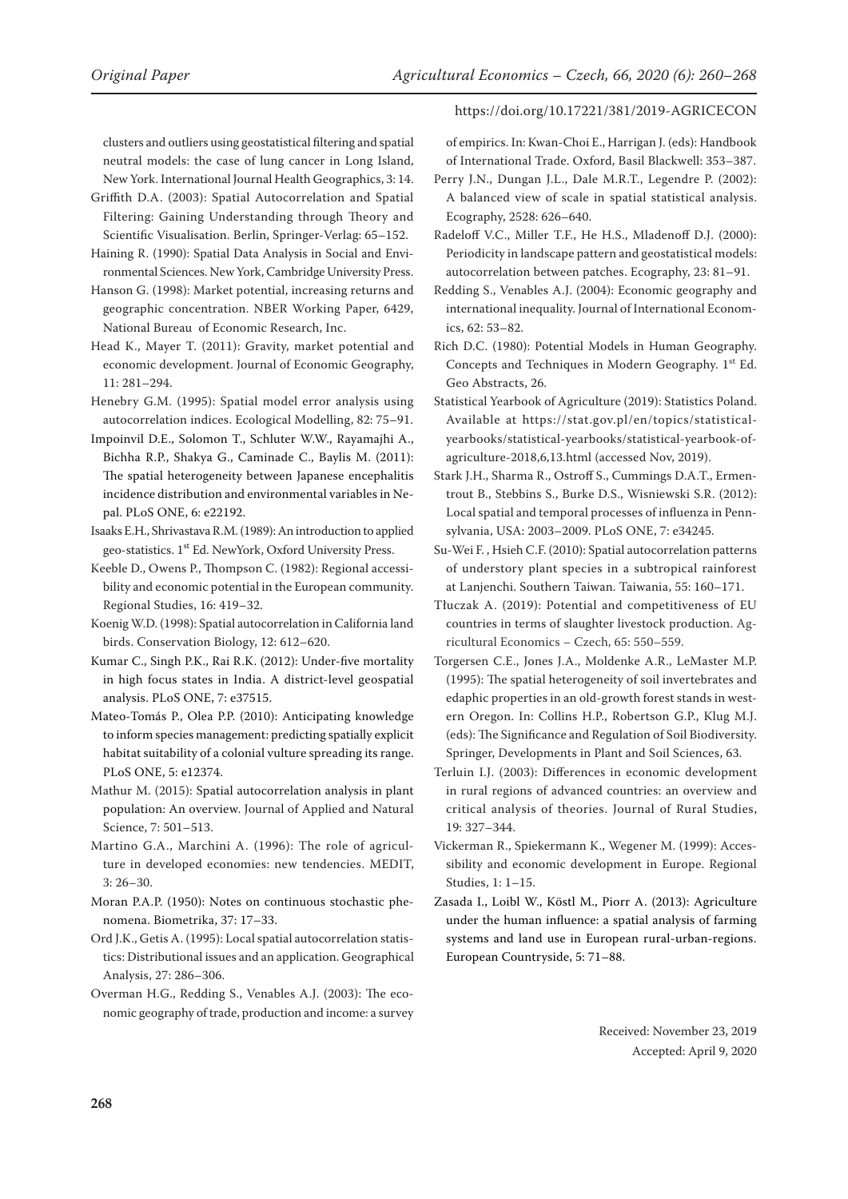clusters and outliers using geostatistical filtering and spatial neutral models: the case of lung cancer in Long Island, New York. International Journal Health Geographics, 3: 14.

Griffith D.A. (2003): Spatial Autocorrelation and Spatial Filtering: Gaining Understanding through Theory and Scientific Visualisation. Berlin, Springer-Verlag: 65–152.

Haining R. (1990): Spatial Data Analysis in Social and Environmental Sciences. New York, Cambridge University Press.

Hanson G. (1998): Market potential, increasing returns and geographic concentration. NBER Working Paper, 6429, National Bureau of Economic Research, Inc.

Head K., Mayer T. (2011): Gravity, market potential and economic development. Journal of Economic Geography, 11: 281–294.

Henebry G.M. (1995): Spatial model error analysis using autocorrelation indices. Ecological Modelling, 82: 75–91.

Impoinvil D.E., Solomon T., Schluter W.W., Rayamajhi A., Bichha R.P., Shakya G., Caminade C., Baylis M. (2011): The spatial heterogeneity between Japanese encephalitis incidence distribution and environmental variables in Nepal. PLoS ONE, 6: e22192.

Isaaks E.H., Shrivastava R.M. (1989): An introduction to applied geo-statistics. 1st Ed. NewYork, Oxford University Press.

Keeble D., Owens P., Thompson C. (1982): Regional accessibility and economic potential in the European community. Regional Studies, 16: 419–32.

Koenig W.D. (1998): Spatial autocorrelation in California land birds. Conservation Biology, 12: 612–620.

Kumar C., Singh P.K., Rai R.K. (2012): Under-five mortality in high focus states in India. A district-level geospatial analysis. PLoS ONE, 7: e37515.

Mateo-Tomás P., Olea P.P. (2010): Anticipating knowledge to inform species management: predicting spatially explicit habitat suitability of a colonial vulture spreading its range. PLoS ONE, 5: e12374.

Mathur M. (2015): Spatial autocorrelation analysis in plant population: An overview. Journal of Applied and Natural Science, 7: 501–513.

Martino G.A., Marchini A. (1996): The role of agriculture in developed economies: new tendencies. MEDIT, 3: 26–30.

Moran P.A.P. (1950): Notes on continuous stochastic phenomena. Biometrika, 37: 17–33.

Ord J.K., Getis A. (1995): Local spatial autocorrelation statistics: Distributional issues and an application. Geographical Analysis, 27: 286–306.

Overman H.G., Redding S., Venables A.J. (2003): The economic geography of trade, production and income: a survey of empirics. In: Kwan-Choi E., Harrigan J. (eds): Handbook of International Trade. Oxford, Basil Blackwell: 353–387.

Perry J.N., Dungan J.L., Dale M.R.T., Legendre P. (2002): A balanced view of scale in spatial statistical analysis. Ecography, 2528: 626–640.

Radeloff V.C., Miller T.F., He H.S., Mladenoff D.J. (2000): Periodicity in landscape pattern and geostatistical models: autocorrelation between patches. Ecography, 23: 81–91.

Redding S., Venables A.J. (2004): Economic geography and international inequality. Journal of International Economics, 62: 53–82.

Rich D.C. (1980): Potential Models in Human Geography. Concepts and Techniques in Modern Geography. 1st Ed. Geo Abstracts, 26.

Statistical Yearbook of Agriculture (2019): Statistics Poland. Available at https://stat.gov.pl/en/topics/statistical-yearbooks/statistical-yearbooks/statistical-yearbook-of-agriculture-2018,6,13.html (accessed Nov, 2019).

Stark J.H., Sharma R., Ostroff S., Cummings D.A.T., Ermentrout B., Stebbins S., Burke D.S., Wisniewski S.R. (2012): Local spatial and temporal processes of influenza in Pennsylvania, USA: 2003–2009. PLoS ONE, 7: e34245.

Su-Wei F. , Hsieh C.F. (2010): Spatial autocorrelation patterns of understory plant species in a subtropical rainforest at Lanjenchi. Southern Taiwan. Taiwania, 55: 160–171.

Tłuczak A. (2019): Potential and competitiveness of EU countries in terms of slaughter livestock production. Agricultural Economics – Czech, 65: 550–559.

Torgersen C.E., Jones J.A., Moldenke A.R., LeMaster M.P. (1995): The spatial heterogeneity of soil invertebrates and edaphic properties in an old-growth forest stands in western Oregon. In: Collins H.P., Robertson G.P., Klug M.J. (eds): The Significance and Regulation of Soil Biodiversity. Springer, Developments in Plant and Soil Sciences, 63.

Terluin I.J. (2003): Differences in economic development in rural regions of advanced countries: an overview and critical analysis of theories. Journal of Rural Studies, 19: 327–344.

Vickerman R., Spiekermann K., Wegener M. (1999): Accessibility and economic development in Europe. Regional Studies, 1: 1–15.

Zasada I., Loibl W., Köstl M., Piorr A. (2013): Agriculture under the human influence: a spatial analysis of farming systems and land use in European rural-urban-regions. European Countryside, 5: 71–88.

Received: November 23, 2019
Accepted: April 9, 2020